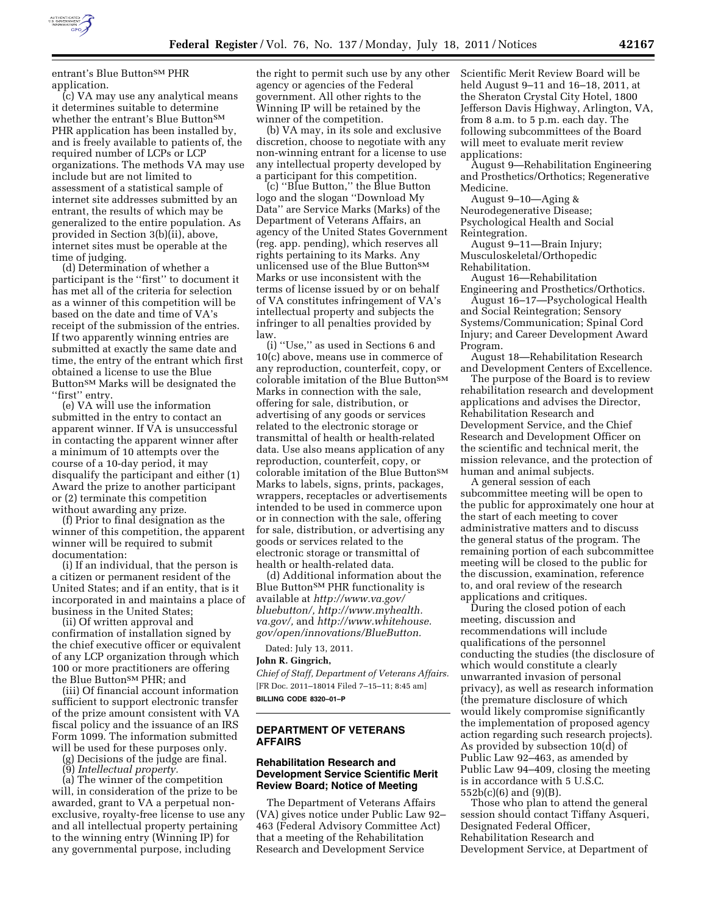entrant's Blue Button℠ PHR application.

(c) VA may use any analytical means it determines suitable to determine whether the entrant's Blue Button℠ PHR application has been installed by, and is freely available to patients of, the required number of LCPs or LCP organizations. The methods VA may use include but are not limited to assessment of a statistical sample of internet site addresses submitted by an entrant, the results of which may be generalized to the entire population. As provided in Section 3(b)(ii), above, internet sites must be operable at the time of judging.

(d) Determination of whether a participant is the "first" to document it has met all of the criteria for selection as a winner of this competition will be based on the date and time of VA's receipt of the submission of the entries. If two apparently winning entries are submitted at exactly the same date and time, the entry of the entrant which first obtained a license to use the Blue Button℠ Marks will be designated the "first" entry.

(e) VA will use the information submitted in the entry to contact an apparent winner. If VA is unsuccessful in contacting the apparent winner after a minimum of 10 attempts over the course of a 10-day period, it may disqualify the participant and either (1) Award the prize to another participant or (2) terminate this competition without awarding any prize.

(f) Prior to final designation as the winner of this competition, the apparent winner will be required to submit documentation:

(i) If an individual, that the person is a citizen or permanent resident of the United States; and if an entity, that is it incorporated in and maintains a place of business in the United States;

(ii) Of written approval and confirmation of installation signed by the chief executive officer or equivalent of any LCP organization through which 100 or more practitioners are offering the Blue Button℠ PHR; and

(iii) Of financial account information sufficient to support electronic transfer of the prize amount consistent with VA fiscal policy and the issuance of an IRS Form 1099. The information submitted will be used for these purposes only.

(g) Decisions of the judge are final.

(9) *Intellectual property.*

(a) The winner of the competition will, in consideration of the prize to be awarded, grant to VA a perpetual non-exclusive, royalty-free license to use any and all intellectual property pertaining to the winning entry (Winning IP) for any governmental purpose, including the right to permit such use by any other agency or agencies of the Federal government. All other rights to the Winning IP will be retained by the winner of the competition.

(b) VA may, in its sole and exclusive discretion, choose to negotiate with any non-winning entrant for a license to use any intellectual property developed by a participant for this competition.

(c) "Blue Button," the Blue Button logo and the slogan "Download My Data" are Service Marks (Marks) of the Department of Veterans Affairs, an agency of the United States Government (reg. app. pending), which reserves all rights pertaining to its Marks. Any unlicensed use of the Blue Button℠ Marks or use inconsistent with the terms of license issued by or on behalf of VA constitutes infringement of VA's intellectual property and subjects the infringer to all penalties provided by law.

(i) "Use," as used in Sections 6 and 10(c) above, means use in commerce of any reproduction, counterfeit, copy, or colorable imitation of the Blue Button℠ Marks in connection with the sale, offering for sale, distribution, or advertising of any goods or services related to the electronic storage or transmittal of health or health-related data. Use also means application of any reproduction, counterfeit, copy, or colorable imitation of the Blue Button℠ Marks to labels, signs, prints, packages, wrappers, receptacles or advertisements intended to be used in commerce upon or in connection with the sale, offering for sale, distribution, or advertising any goods or services related to the electronic storage or transmittal of health or health-related data.

(d) Additional information about the Blue Button℠ PHR functionality is available at *http://www.va.gov/bluebutton/, http://www.myhealth.va.gov/,* and *http://www.whitehouse.gov/open/innovations/BlueButton.*

Dated: July 13, 2011.

**John R. Gingrich,**

*Chief of Staff, Department of Veterans Affairs.*

[FR Doc. 2011–18014 Filed 7–15–11; 8:45 am]

**BILLING CODE 8320–01–P**

## DEPARTMENT OF VETERANS AFFAIRS

### Rehabilitation Research and Development Service Scientific Merit Review Board; Notice of Meeting

The Department of Veterans Affairs (VA) gives notice under Public Law 92–463 (Federal Advisory Committee Act) that a meeting of the Rehabilitation Research and Development Service Scientific Merit Review Board will be held August 9–11 and 16–18, 2011, at the Sheraton Crystal City Hotel, 1800 Jefferson Davis Highway, Arlington, VA, from 8 a.m. to 5 p.m. each day. The following subcommittees of the Board will meet to evaluate merit review applications:

August 9—Rehabilitation Engineering and Prosthetics/Orthotics; Regenerative Medicine.

August 9–10—Aging & Neurodegenerative Disease; Psychological Health and Social Reintegration.

August 9–11—Brain Injury; Musculoskeletal/Orthopedic Rehabilitation.

August 16—Rehabilitation Engineering and Prosthetics/Orthotics.

August 16–17—Psychological Health and Social Reintegration; Sensory Systems/Communication; Spinal Cord Injury; and Career Development Award Program.

August 18—Rehabilitation Research and Development Centers of Excellence.

The purpose of the Board is to review rehabilitation research and development applications and advises the Director, Rehabilitation Research and Development Service, and the Chief Research and Development Officer on the scientific and technical merit, the mission relevance, and the protection of human and animal subjects.

A general session of each subcommittee meeting will be open to the public for approximately one hour at the start of each meeting to cover administrative matters and to discuss the general status of the program. The remaining portion of each subcommittee meeting will be closed to the public for the discussion, examination, reference to, and oral review of the research applications and critiques.

During the closed potion of each meeting, discussion and recommendations will include qualifications of the personnel conducting the studies (the disclosure of which would constitute a clearly unwarranted invasion of personal privacy), as well as research information (the premature disclosure of which would likely compromise significantly the implementation of proposed agency action regarding such research projects). As provided by subsection 10(d) of Public Law 92–463, as amended by Public Law 94–409, closing the meeting is in accordance with 5 U.S.C. 552b(c)(6) and (9)(B).

Those who plan to attend the general session should contact Tiffany Asqueri, Designated Federal Officer, Rehabilitation Research and Development Service, at Department of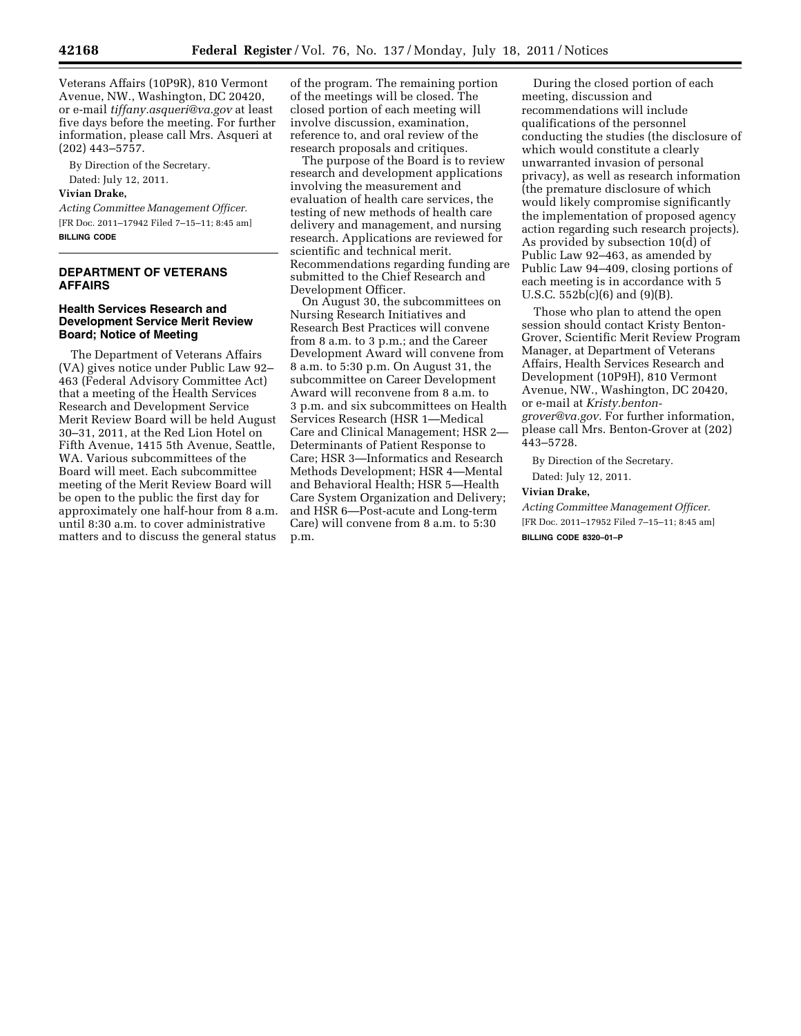Veterans Affairs (10P9R), 810 Vermont Avenue, NW., Washington, DC 20420, or e-mail *tiffany.asqueri@va.gov* at least five days before the meeting. For further information, please call Mrs. Asqueri at (202) 443–5757.

By Direction of the Secretary.

Dated: July 12, 2011.

**Vivian Drake,**

*Acting Committee Management Officer.*

[FR Doc. 2011–17942 Filed 7–15–11; 8:45 am]

**BILLING CODE**

## DEPARTMENT OF VETERANS AFFAIRS

### Health Services Research and Development Service Merit Review Board; Notice of Meeting

The Department of Veterans Affairs (VA) gives notice under Public Law 92–463 (Federal Advisory Committee Act) that a meeting of the Health Services Research and Development Service Merit Review Board will be held August 30–31, 2011, at the Red Lion Hotel on Fifth Avenue, 1415 5th Avenue, Seattle, WA. Various subcommittees of the Board will meet. Each subcommittee meeting of the Merit Review Board will be open to the public the first day for approximately one half-hour from 8 a.m. until 8:30 a.m. to cover administrative matters and to discuss the general status of the program. The remaining portion of the meetings will be closed. The closed portion of each meeting will involve discussion, examination, reference to, and oral review of the research proposals and critiques.

The purpose of the Board is to review research and development applications involving the measurement and evaluation of health care services, the testing of new methods of health care delivery and management, and nursing research. Applications are reviewed for scientific and technical merit. Recommendations regarding funding are submitted to the Chief Research and Development Officer.

On August 30, the subcommittees on Nursing Research Initiatives and Research Best Practices will convene from 8 a.m. to 3 p.m.; and the Career Development Award will convene from 8 a.m. to 5:30 p.m. On August 31, the subcommittee on Career Development Award will reconvene from 8 a.m. to 3 p.m. and six subcommittees on Health Services Research (HSR 1—Medical Care and Clinical Management; HSR 2—Determinants of Patient Response to Care; HSR 3—Informatics and Research Methods Development; HSR 4—Mental and Behavioral Health; HSR 5—Health Care System Organization and Delivery; and HSR 6—Post-acute and Long-term Care) will convene from 8 a.m. to 5:30 p.m.

During the closed portion of each meeting, discussion and recommendations will include qualifications of the personnel conducting the studies (the disclosure of which would constitute a clearly unwarranted invasion of personal privacy), as well as research information (the premature disclosure of which would likely compromise significantly the implementation of proposed agency action regarding such research projects). As provided by subsection 10(d) of Public Law 92–463, as amended by Public Law 94–409, closing portions of each meeting is in accordance with 5 U.S.C. 552b(c)(6) and (9)(B).

Those who plan to attend the open session should contact Kristy Benton-Grover, Scientific Merit Review Program Manager, at Department of Veterans Affairs, Health Services Research and Development (10P9H), 810 Vermont Avenue, NW., Washington, DC 20420, or e-mail at *Kristy.benton-grover@va.gov.* For further information, please call Mrs. Benton-Grover at (202) 443–5728.

By Direction of the Secretary.

Dated: July 12, 2011.

**Vivian Drake,**

*Acting Committee Management Officer.*

[FR Doc. 2011–17952 Filed 7–15–11; 8:45 am]

**BILLING CODE 8320–01–P**